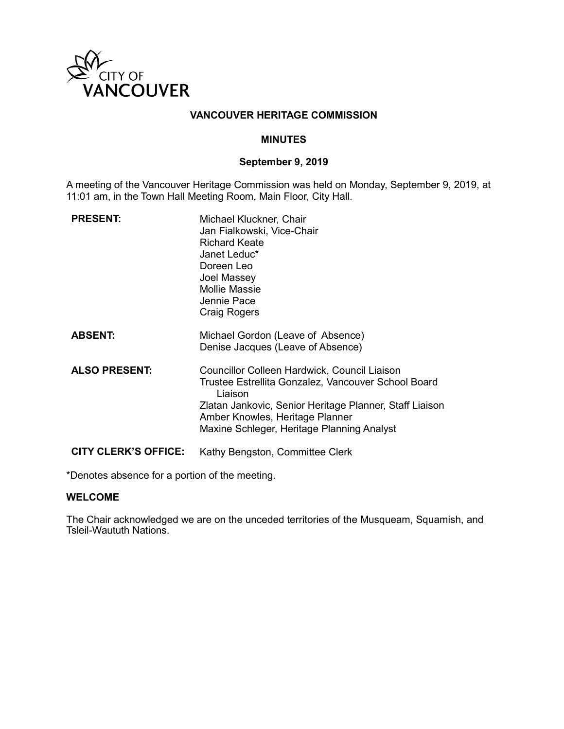# VANCOUVER HERITAGE COMMISSION

## MINUTES

### September 9, 2019

A meeting of the Vancouver Heritage Commission was held on Monday, September 9, 2019, at 11:01 am, in the Town Hall Meeting Room, Main Floor, City Hall.

**PRESENT:**
Michael Kluckner, Chair
Jan Fialkowski, Vice-Chair
Richard Keate
Janet Leduc*
Doreen Leo
Joel Massey
Mollie Massie
Jennie Pace
Craig Rogers

**ABSENT:**
Michael Gordon (Leave of Absence)
Denise Jacques (Leave of Absence)

**ALSO PRESENT:**
Councillor Colleen Hardwick, Council Liaison
Trustee Estrellita Gonzalez, Vancouver School Board Liaison
Zlatan Jankovic, Senior Heritage Planner, Staff Liaison
Amber Knowles, Heritage Planner
Maxine Schleger, Heritage Planning Analyst

**CITY CLERK'S OFFICE:**
Kathy Bengston, Committee Clerk

*Denotes absence for a portion of the meeting.

**WELCOME**

The Chair acknowledged we are on the unceded territories of the Musqueam, Squamish, and Tsleil-Waututh Nations.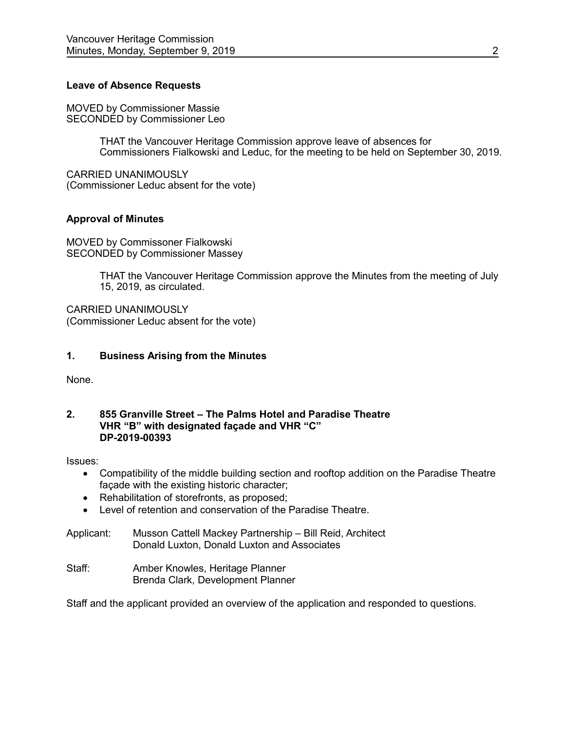**Leave of Absence Requests**

MOVED by Commissioner Massie
SECONDED by Commissioner Leo

> THAT the Vancouver Heritage Commission approve leave of absences for Commissioners Fialkowski and Leduc, for the meeting to be held on September 30, 2019.

CARRIED UNANIMOUSLY
(Commissioner Leduc absent for the vote)

**Approval of Minutes**

MOVED by Commissoner Fialkowski
SECONDED by Commissioner Massey

> THAT the Vancouver Heritage Commission approve the Minutes from the meeting of July 15, 2019, as circulated.

CARRIED UNANIMOUSLY
(Commissioner Leduc absent for the vote)

**1. Business Arising from the Minutes**

None.

**2. 855 Granville Street – The Palms Hotel and Paradise Theatre**
**VHR "B" with designated façade and VHR "C"**
**DP-2019-00393**

Issues:

- Compatibility of the middle building section and rooftop addition on the Paradise Theatre façade with the existing historic character;
- Rehabilitation of storefronts, as proposed;
- Level of retention and conservation of the Paradise Theatre.

Applicant: Musson Cattell Mackey Partnership – Bill Reid, Architect
Donald Luxton, Donald Luxton and Associates

Staff: Amber Knowles, Heritage Planner
Brenda Clark, Development Planner

Staff and the applicant provided an overview of the application and responded to questions.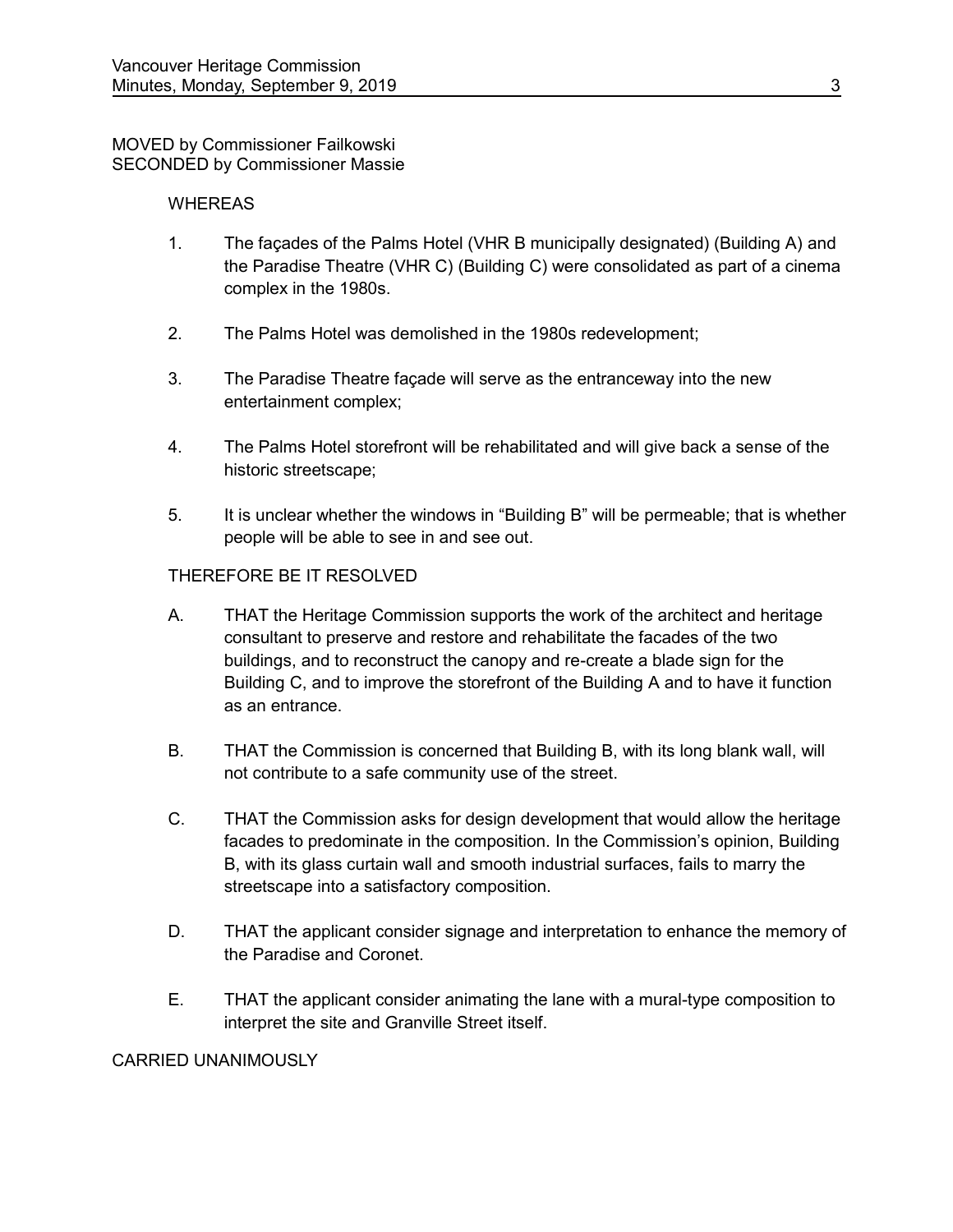MOVED by Commissioner Failkowski
SECONDED by Commissioner Massie

WHEREAS

1. The façades of the Palms Hotel (VHR B municipally designated) (Building A) and the Paradise Theatre (VHR C) (Building C) were consolidated as part of a cinema complex in the 1980s.

2. The Palms Hotel was demolished in the 1980s redevelopment;

3. The Paradise Theatre façade will serve as the entranceway into the new entertainment complex;

4. The Palms Hotel storefront will be rehabilitated and will give back a sense of the historic streetscape;

5. It is unclear whether the windows in "Building B" will be permeable; that is whether people will be able to see in and see out.

THEREFORE BE IT RESOLVED

A. THAT the Heritage Commission supports the work of the architect and heritage consultant to preserve and restore and rehabilitate the facades of the two buildings, and to reconstruct the canopy and re-create a blade sign for the Building C, and to improve the storefront of the Building A and to have it function as an entrance.

B. THAT the Commission is concerned that Building B, with its long blank wall, will not contribute to a safe community use of the street.

C. THAT the Commission asks for design development that would allow the heritage facades to predominate in the composition. In the Commission's opinion, Building B, with its glass curtain wall and smooth industrial surfaces, fails to marry the streetscape into a satisfactory composition.

D. THAT the applicant consider signage and interpretation to enhance the memory of the Paradise and Coronet.

E. THAT the applicant consider animating the lane with a mural-type composition to interpret the site and Granville Street itself.

CARRIED UNANIMOUSLY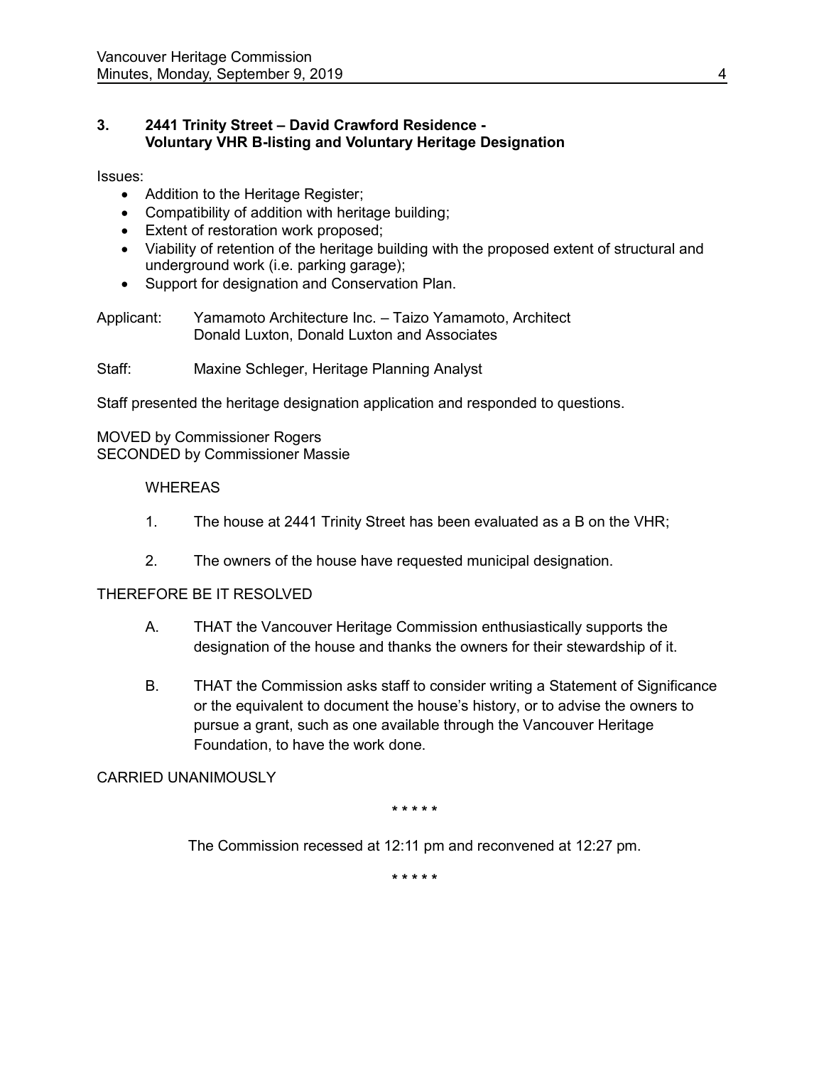### 3. 2441 Trinity Street – David Crawford Residence - Voluntary VHR B-listing and Voluntary Heritage Designation

Issues:

- Addition to the Heritage Register;
- Compatibility of addition with heritage building;
- Extent of restoration work proposed;
- Viability of retention of the heritage building with the proposed extent of structural and underground work (i.e. parking garage);
- Support for designation and Conservation Plan.

Applicant: Yamamoto Architecture Inc. – Taizo Yamamoto, Architect
Donald Luxton, Donald Luxton and Associates

Staff: Maxine Schleger, Heritage Planning Analyst

Staff presented the heritage designation application and responded to questions.

MOVED by Commissioner Rogers
SECONDED by Commissioner Massie

WHEREAS

1. The house at 2441 Trinity Street has been evaluated as a B on the VHR;

2. The owners of the house have requested municipal designation.

THEREFORE BE IT RESOLVED

A. THAT the Vancouver Heritage Commission enthusiastically supports the designation of the house and thanks the owners for their stewardship of it.

B. THAT the Commission asks staff to consider writing a Statement of Significance or the equivalent to document the house's history, or to advise the owners to pursue a grant, such as one available through the Vancouver Heritage Foundation, to have the work done.

CARRIED UNANIMOUSLY

\* \* \* \* \*

The Commission recessed at 12:11 pm and reconvened at 12:27 pm.

\* \* \* \* \*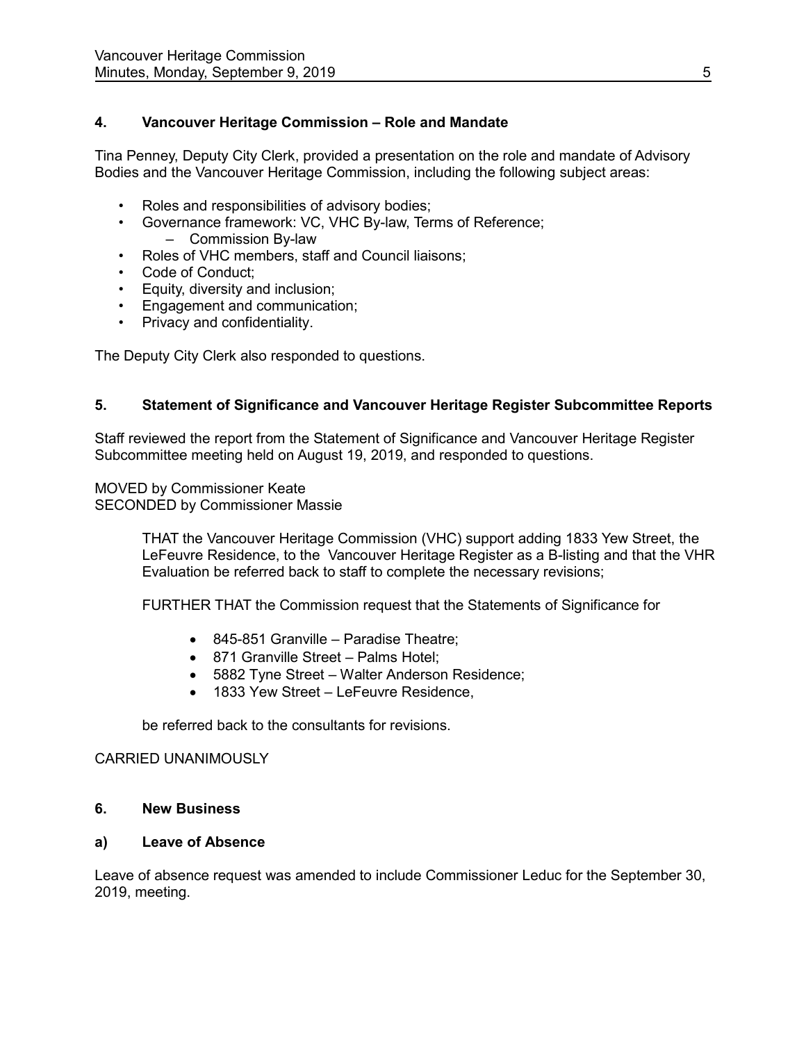## 4. Vancouver Heritage Commission – Role and Mandate

Tina Penney, Deputy City Clerk, provided a presentation on the role and mandate of Advisory Bodies and the Vancouver Heritage Commission, including the following subject areas:

- Roles and responsibilities of advisory bodies;
- Governance framework: VC, VHC By-law, Terms of Reference;
  - Commission By-law
- Roles of VHC members, staff and Council liaisons;
- Code of Conduct;
- Equity, diversity and inclusion;
- Engagement and communication;
- Privacy and confidentiality.

The Deputy City Clerk also responded to questions.

## 5. Statement of Significance and Vancouver Heritage Register Subcommittee Reports

Staff reviewed the report from the Statement of Significance and Vancouver Heritage Register Subcommittee meeting held on August 19, 2019, and responded to questions.

MOVED by Commissioner Keate
SECONDED by Commissioner Massie

> THAT the Vancouver Heritage Commission (VHC) support adding 1833 Yew Street, the LeFeuvre Residence, to the Vancouver Heritage Register as a B-listing and that the VHR Evaluation be referred back to staff to complete the necessary revisions;
>
> FURTHER THAT the Commission request that the Statements of Significance for
>
> - 845-851 Granville – Paradise Theatre;
> - 871 Granville Street – Palms Hotel;
> - 5882 Tyne Street – Walter Anderson Residence;
> - 1833 Yew Street – LeFeuvre Residence,
>
> be referred back to the consultants for revisions.

CARRIED UNANIMOUSLY

## 6. New Business

### a) Leave of Absence

Leave of absence request was amended to include Commissioner Leduc for the September 30, 2019, meeting.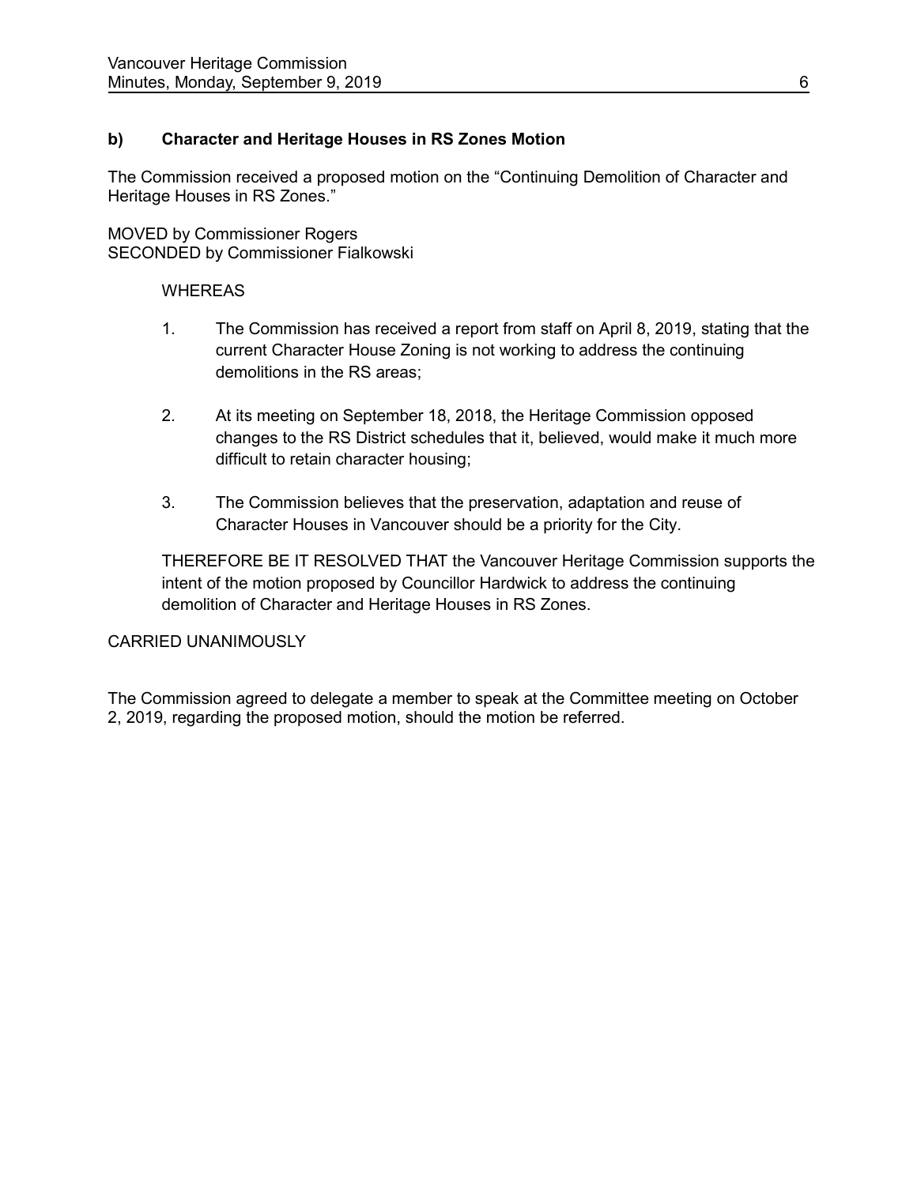### b) Character and Heritage Houses in RS Zones Motion

The Commission received a proposed motion on the “Continuing Demolition of Character and Heritage Houses in RS Zones.”

MOVED by Commissioner Rogers
SECONDED by Commissioner Fialkowski

WHEREAS

1. The Commission has received a report from staff on April 8, 2019, stating that the current Character House Zoning is not working to address the continuing demolitions in the RS areas;

2. At its meeting on September 18, 2018, the Heritage Commission opposed changes to the RS District schedules that it, believed, would make it much more difficult to retain character housing;

3. The Commission believes that the preservation, adaptation and reuse of Character Houses in Vancouver should be a priority for the City.

THEREFORE BE IT RESOLVED THAT the Vancouver Heritage Commission supports the intent of the motion proposed by Councillor Hardwick to address the continuing demolition of Character and Heritage Houses in RS Zones.

CARRIED UNANIMOUSLY

The Commission agreed to delegate a member to speak at the Committee meeting on October 2, 2019, regarding the proposed motion, should the motion be referred.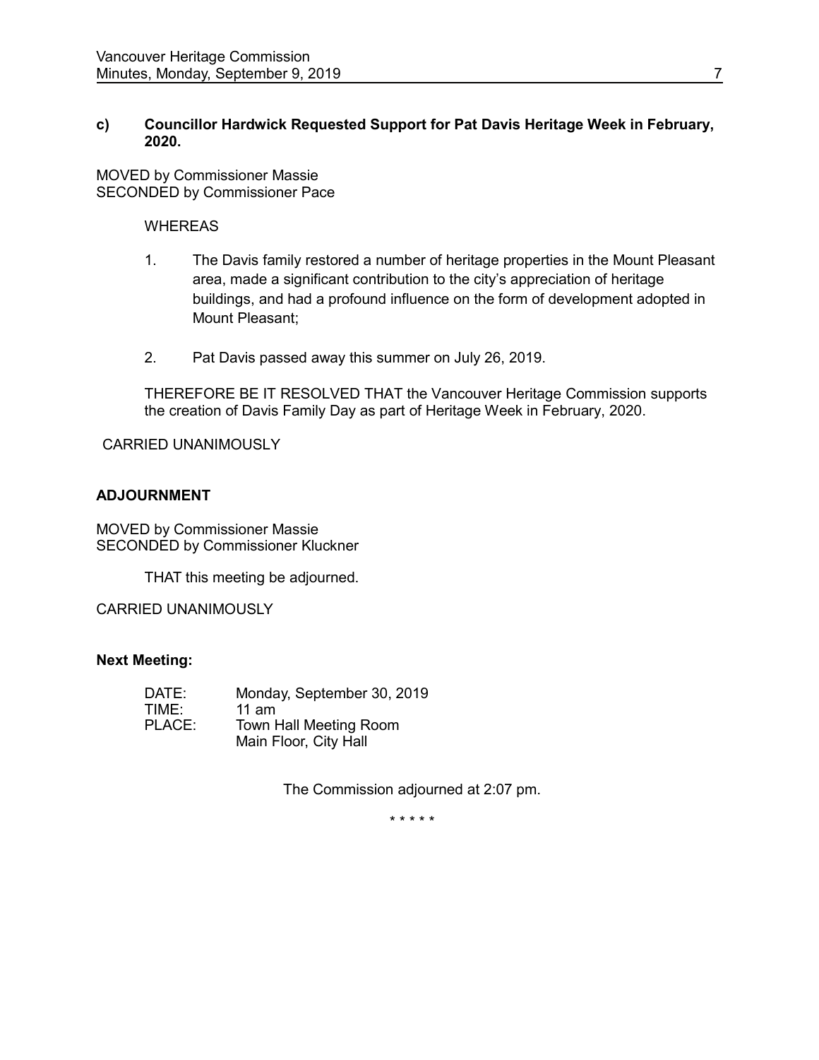**c) Councillor Hardwick Requested Support for Pat Davis Heritage Week in February, 2020.**

MOVED by Commissioner Massie
SECONDED by Commissioner Pace

WHEREAS

1. The Davis family restored a number of heritage properties in the Mount Pleasant area, made a significant contribution to the city's appreciation of heritage buildings, and had a profound influence on the form of development adopted in Mount Pleasant;

2. Pat Davis passed away this summer on July 26, 2019.

THEREFORE BE IT RESOLVED THAT the Vancouver Heritage Commission supports the creation of Davis Family Day as part of Heritage Week in February, 2020.

CARRIED UNANIMOUSLY

**ADJOURNMENT**

MOVED by Commissioner Massie
SECONDED by Commissioner Kluckner

THAT this meeting be adjourned.

CARRIED UNANIMOUSLY

**Next Meeting:**

| | |
|---|---|
| DATE: | Monday, September 30, 2019 |
| TIME: | 11 am |
| PLACE: | Town Hall Meeting Room<br>Main Floor, City Hall |

The Commission adjourned at 2:07 pm.

\* \* \* \* \*